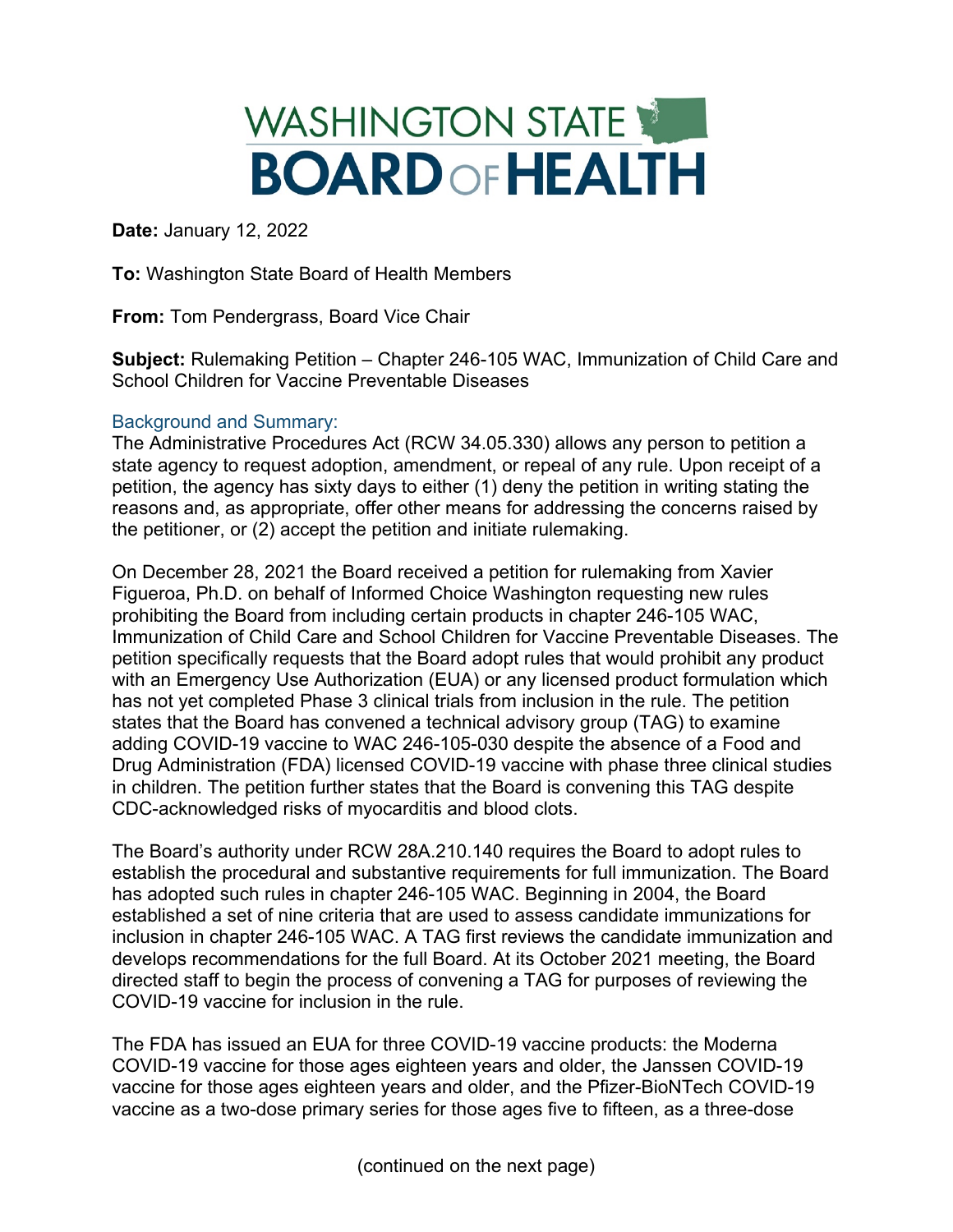# WASHINGTON STATE BOARD OF HEALTH

**Date:** January 12, 2022

**To:** Washington State Board of Health Members

**From:** Tom Pendergrass, Board Vice Chair

**Subject:** Rulemaking Petition – Chapter 246-105 WAC, Immunization of Child Care and School Children for Vaccine Preventable Diseases

## Background and Summary:

The Administrative Procedures Act (RCW 34.05.330) allows any person to petition a state agency to request adoption, amendment, or repeal of any rule. Upon receipt of a petition, the agency has sixty days to either (1) deny the petition in writing stating the reasons and, as appropriate, offer other means for addressing the concerns raised by the petitioner, or (2) accept the petition and initiate rulemaking.

On December 28, 2021 the Board received a petition for rulemaking from Xavier Figueroa, Ph.D. on behalf of Informed Choice Washington requesting new rules prohibiting the Board from including certain products in chapter 246-105 WAC, Immunization of Child Care and School Children for Vaccine Preventable Diseases. The petition specifically requests that the Board adopt rules that would prohibit any product with an Emergency Use Authorization (EUA) or any licensed product formulation which has not yet completed Phase 3 clinical trials from inclusion in the rule. The petition states that the Board has convened a technical advisory group (TAG) to examine adding COVID-19 vaccine to WAC 246-105-030 despite the absence of a Food and Drug Administration (FDA) licensed COVID-19 vaccine with phase three clinical studies in children. The petition further states that the Board is convening this TAG despite CDC-acknowledged risks of myocarditis and blood clots.

The Board's authority under RCW 28A.210.140 requires the Board to adopt rules to establish the procedural and substantive requirements for full immunization. The Board has adopted such rules in chapter 246-105 WAC. Beginning in 2004, the Board established a set of nine criteria that are used to assess candidate immunizations for inclusion in chapter 246-105 WAC. A TAG first reviews the candidate immunization and develops recommendations for the full Board. At its October 2021 meeting, the Board directed staff to begin the process of convening a TAG for purposes of reviewing the COVID-19 vaccine for inclusion in the rule.

The FDA has issued an EUA for three COVID-19 vaccine products: the Moderna COVID-19 vaccine for those ages eighteen years and older, the Janssen COVID-19 vaccine for those ages eighteen years and older, and the Pfizer-BioNTech COVID-19 vaccine as a two-dose primary series for those ages five to fifteen, as a three-dose

(continued on the next page)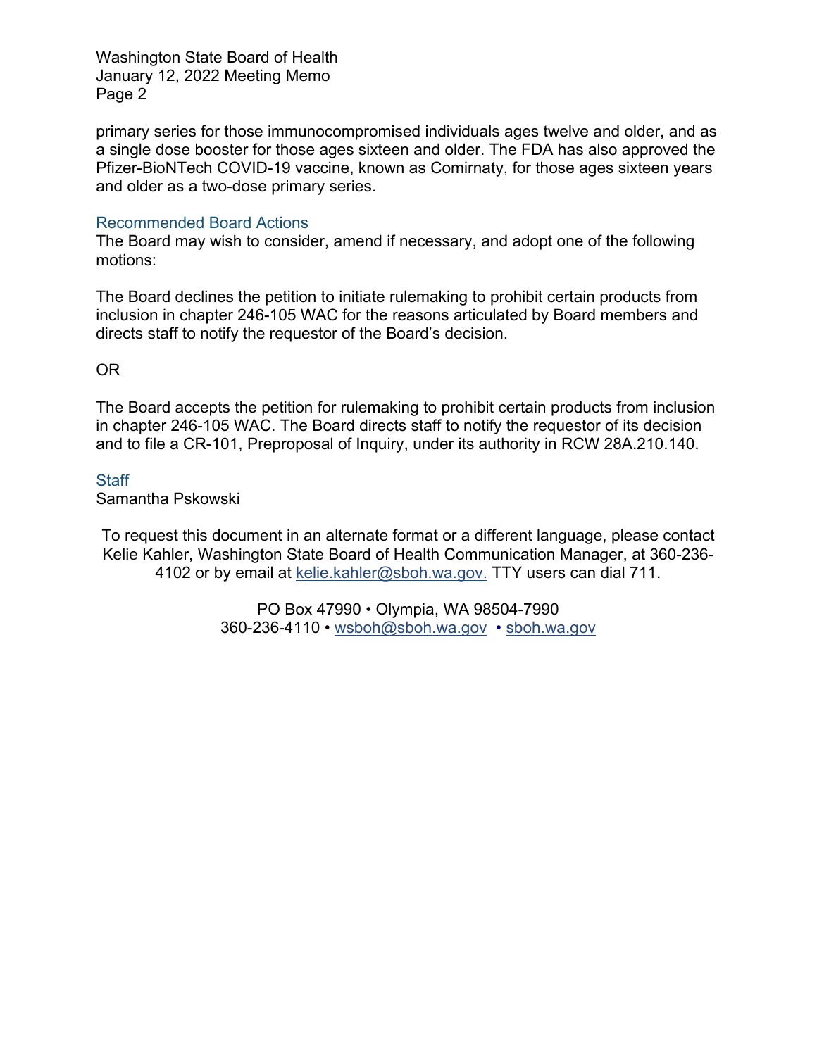primary series for those immunocompromised individuals ages twelve and older, and as a single dose booster for those ages sixteen and older. The FDA has also approved the Pfizer-BioNTech COVID-19 vaccine, known as Comirnaty, for those ages sixteen years and older as a two-dose primary series.

## Recommended Board Actions

The Board may wish to consider, amend if necessary, and adopt one of the following motions:

The Board declines the petition to initiate rulemaking to prohibit certain products from inclusion in chapter 246-105 WAC for the reasons articulated by Board members and directs staff to notify the requestor of the Board's decision.

OR

The Board accepts the petition for rulemaking to prohibit certain products from inclusion in chapter 246-105 WAC. The Board directs staff to notify the requestor of its decision and to file a CR-101, Preproposal of Inquiry, under its authority in RCW 28A.210.140.

## Staff

Samantha Pskowski

To request this document in an alternate format or a different language, please contact Kelie Kahler, Washington State Board of Health Communication Manager, at 360-236-4102 or by email at kelie.kahler@sboh.wa.gov. TTY users can dial 711.

PO Box 47990 • Olympia, WA 98504-7990
360-236-4110 • wsboh@sboh.wa.gov • sboh.wa.gov